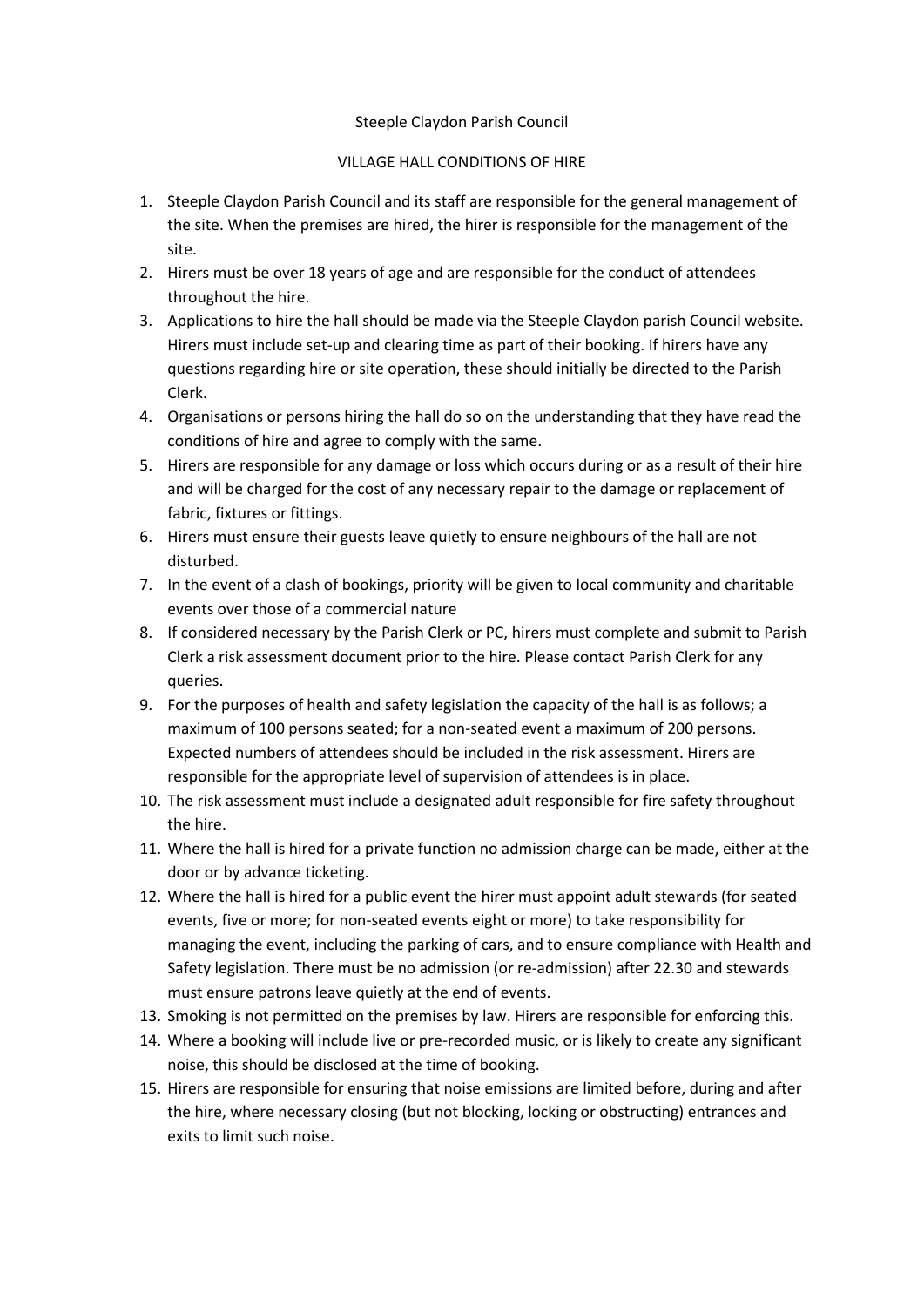Steeple Claydon Parish Council

VILLAGE HALL CONDITIONS OF HIRE

1. Steeple Claydon Parish Council and its staff are responsible for the general management of the site. When the premises are hired, the hirer is responsible for the management of the site.
2. Hirers must be over 18 years of age and are responsible for the conduct of attendees throughout the hire.
3. Applications to hire the hall should be made via the Steeple Claydon parish Council website. Hirers must include set-up and clearing time as part of their booking. If hirers have any questions regarding hire or site operation, these should initially be directed to the Parish Clerk.
4. Organisations or persons hiring the hall do so on the understanding that they have read the conditions of hire and agree to comply with the same.
5. Hirers are responsible for any damage or loss which occurs during or as a result of their hire and will be charged for the cost of any necessary repair to the damage or replacement of fabric, fixtures or fittings.
6. Hirers must ensure their guests leave quietly to ensure neighbours of the hall are not disturbed.
7. In the event of a clash of bookings, priority will be given to local community and charitable events over those of a commercial nature
8. If considered necessary by the Parish Clerk or PC, hirers must complete and submit to Parish Clerk a risk assessment document prior to the hire. Please contact Parish Clerk for any queries.
9. For the purposes of health and safety legislation the capacity of the hall is as follows; a maximum of 100 persons seated; for a non-seated event a maximum of 200 persons. Expected numbers of attendees should be included in the risk assessment. Hirers are responsible for the appropriate level of supervision of attendees is in place.
10. The risk assessment must include a designated adult responsible for fire safety throughout the hire.
11. Where the hall is hired for a private function no admission charge can be made, either at the door or by advance ticketing.
12. Where the hall is hired for a public event the hirer must appoint adult stewards (for seated events, five or more; for non-seated events eight or more) to take responsibility for managing the event, including the parking of cars, and to ensure compliance with Health and Safety legislation. There must be no admission (or re-admission) after 22.30 and stewards must ensure patrons leave quietly at the end of events.
13. Smoking is not permitted on the premises by law. Hirers are responsible for enforcing this.
14. Where a booking will include live or pre-recorded music, or is likely to create any significant noise, this should be disclosed at the time of booking.
15. Hirers are responsible for ensuring that noise emissions are limited before, during and after the hire, where necessary closing (but not blocking, locking or obstructing) entrances and exits to limit such noise.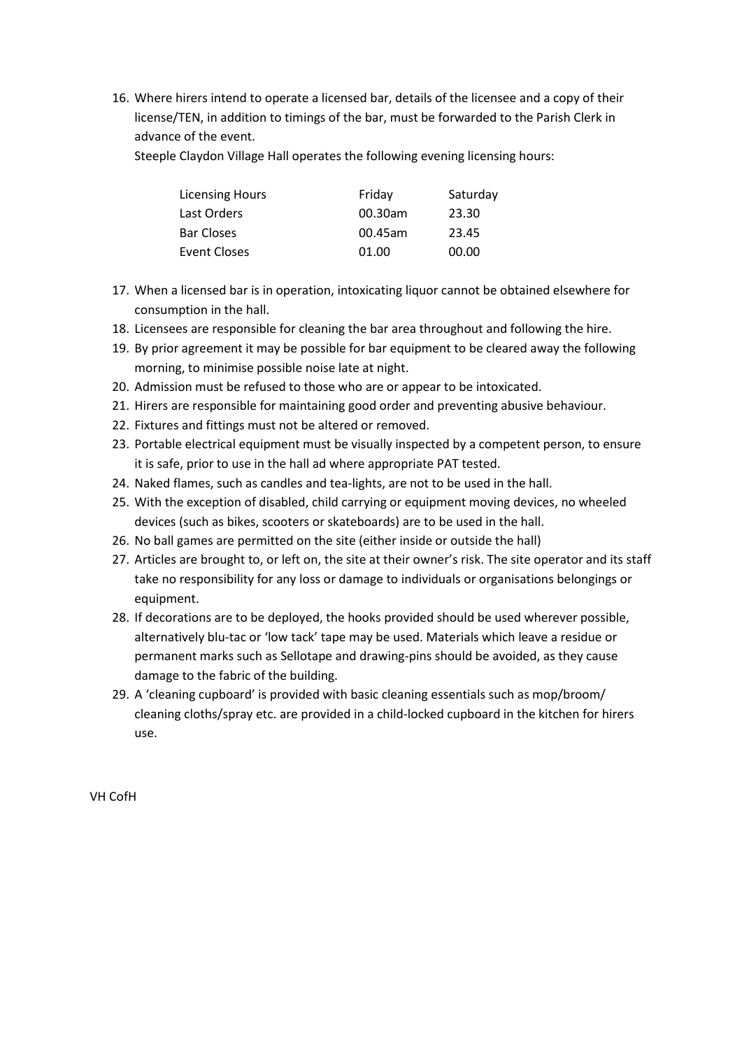16. Where hirers intend to operate a licensed bar, details of the licensee and a copy of their license/TEN, in addition to timings of the bar, must be forwarded to the Parish Clerk in advance of the event.

    Steeple Claydon Village Hall operates the following evening licensing hours:

| Licensing Hours | Friday | Saturday |
|---|---|---|
| Last Orders | 00.30am | 23.30 |
| Bar Closes | 00.45am | 23.45 |
| Event Closes | 01.00 | 00.00 |

17. When a licensed bar is in operation, intoxicating liquor cannot be obtained elsewhere for consumption in the hall.
18. Licensees are responsible for cleaning the bar area throughout and following the hire.
19. By prior agreement it may be possible for bar equipment to be cleared away the following morning, to minimise possible noise late at night.
20. Admission must be refused to those who are or appear to be intoxicated.
21. Hirers are responsible for maintaining good order and preventing abusive behaviour.
22. Fixtures and fittings must not be altered or removed.
23. Portable electrical equipment must be visually inspected by a competent person, to ensure it is safe, prior to use in the hall ad where appropriate PAT tested.
24. Naked flames, such as candles and tea-lights, are not to be used in the hall.
25. With the exception of disabled, child carrying or equipment moving devices, no wheeled devices (such as bikes, scooters or skateboards) are to be used in the hall.
26. No ball games are permitted on the site (either inside or outside the hall)
27. Articles are brought to, or left on, the site at their owner's risk. The site operator and its staff take no responsibility for any loss or damage to individuals or organisations belongings or equipment.
28. If decorations are to be deployed, the hooks provided should be used wherever possible, alternatively blu-tac or 'low tack' tape may be used. Materials which leave a residue or permanent marks such as Sellotape and drawing-pins should be avoided, as they cause damage to the fabric of the building.
29. A 'cleaning cupboard' is provided with basic cleaning essentials such as mop/broom/ cleaning cloths/spray etc. are provided in a child-locked cupboard in the kitchen for hirers use.

VH CofH